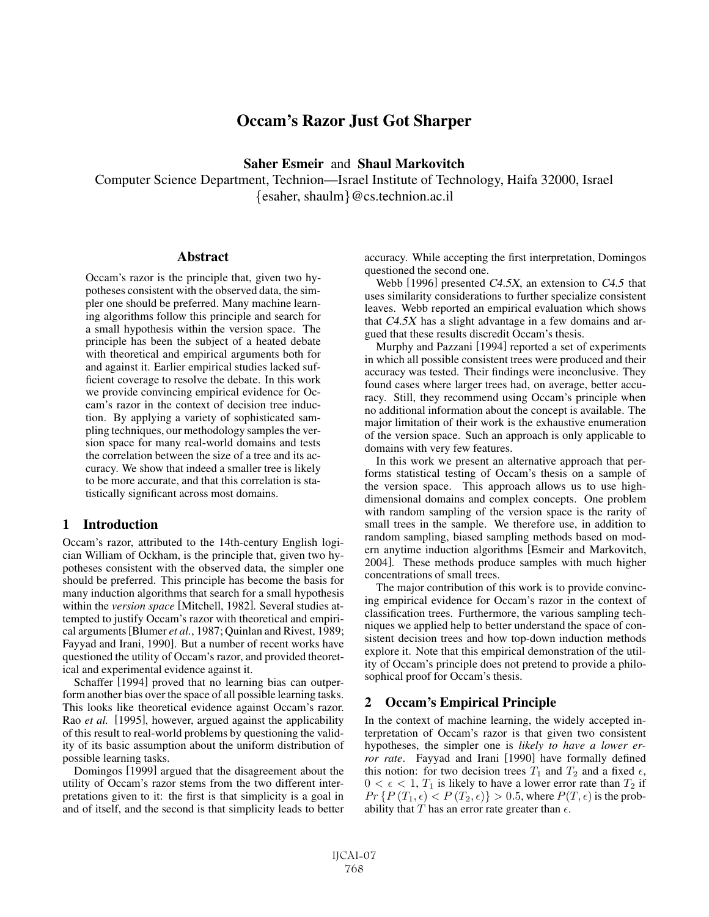# Occam's Razor Just Got Sharper

**Saher Esmeir** and **Shaul Markovitch**

Computer Science Department, Technion—Israel Institute of Technology, Haifa 32000, Israel
{esaher, shaulm}@cs.technion.ac.il

## Abstract

Occam's razor is the principle that, given two hypotheses consistent with the observed data, the simpler one should be preferred. Many machine learning algorithms follow this principle and search for a small hypothesis within the version space. The principle has been the subject of a heated debate with theoretical and empirical arguments both for and against it. Earlier empirical studies lacked sufficient coverage to resolve the debate. In this work we provide convincing empirical evidence for Occam's razor in the context of decision tree induction. By applying a variety of sophisticated sampling techniques, our methodology samples the version space for many real-world domains and tests the correlation between the size of a tree and its accuracy. We show that indeed a smaller tree is likely to be more accurate, and that this correlation is statistically significant across most domains.

## 1 Introduction

Occam's razor, attributed to the 14th-century English logician William of Ockham, is the principle that, given two hypotheses consistent with the observed data, the simpler one should be preferred. This principle has become the basis for many induction algorithms that search for a small hypothesis within the *version space* [Mitchell, 1982]. Several studies attempted to justify Occam's razor with theoretical and empirical arguments [Blumer *et al.*, 1987; Quinlan and Rivest, 1989; Fayyad and Irani, 1990]. But a number of recent works have questioned the utility of Occam's razor, and provided theoretical and experimental evidence against it.

Schaffer [1994] proved that no learning bias can outperform another bias over the space of all possible learning tasks. This looks like theoretical evidence against Occam's razor. Rao *et al.* [1995], however, argued against the applicability of this result to real-world problems by questioning the validity of its basic assumption about the uniform distribution of possible learning tasks.

Domingos [1999] argued that the disagreement about the utility of Occam's razor stems from the two different interpretations given to it: the first is that simplicity is a goal in and of itself, and the second is that simplicity leads to better accuracy. While accepting the first interpretation, Domingos questioned the second one.

Webb [1996] presented *C4.5X*, an extension to *C4.5* that uses similarity considerations to further specialize consistent leaves. Webb reported an empirical evaluation which shows that *C4.5X* has a slight advantage in a few domains and argued that these results discredit Occam's thesis.

Murphy and Pazzani [1994] reported a set of experiments in which all possible consistent trees were produced and their accuracy was tested. Their findings were inconclusive. They found cases where larger trees had, on average, better accuracy. Still, they recommend using Occam's principle when no additional information about the concept is available. The major limitation of their work is the exhaustive enumeration of the version space. Such an approach is only applicable to domains with very few features.

In this work we present an alternative approach that performs statistical testing of Occam's thesis on a sample of the version space. This approach allows us to use high-dimensional domains and complex concepts. One problem with random sampling of the version space is the rarity of small trees in the sample. We therefore use, in addition to random sampling, biased sampling methods based on modern anytime induction algorithms [Esmeir and Markovitch, 2004]. These methods produce samples with much higher concentrations of small trees.

The major contribution of this work is to provide convincing empirical evidence for Occam's razor in the context of classification trees. Furthermore, the various sampling techniques we applied help to better understand the space of consistent decision trees and how top-down induction methods explore it. Note that this empirical demonstration of the utility of Occam's principle does not pretend to provide a philosophical proof for Occam's thesis.

## 2 Occam's Empirical Principle

In the context of machine learning, the widely accepted interpretation of Occam's razor is that given two consistent hypotheses, the simpler one is *likely to have a lower error rate*. Fayyad and Irani [1990] have formally defined this notion: for two decision trees $T_1$ and $T_2$ and a fixed $\epsilon$, $0 < \epsilon < 1$, $T_1$ is likely to have a lower error rate than $T_2$ if $Pr\left\{P\left(T_1, \epsilon\right) < P\left(T_2, \epsilon\right)\right\} > 0.5$, where $P(T, \epsilon)$ is the probability that $T$ has an error rate greater than $\epsilon$.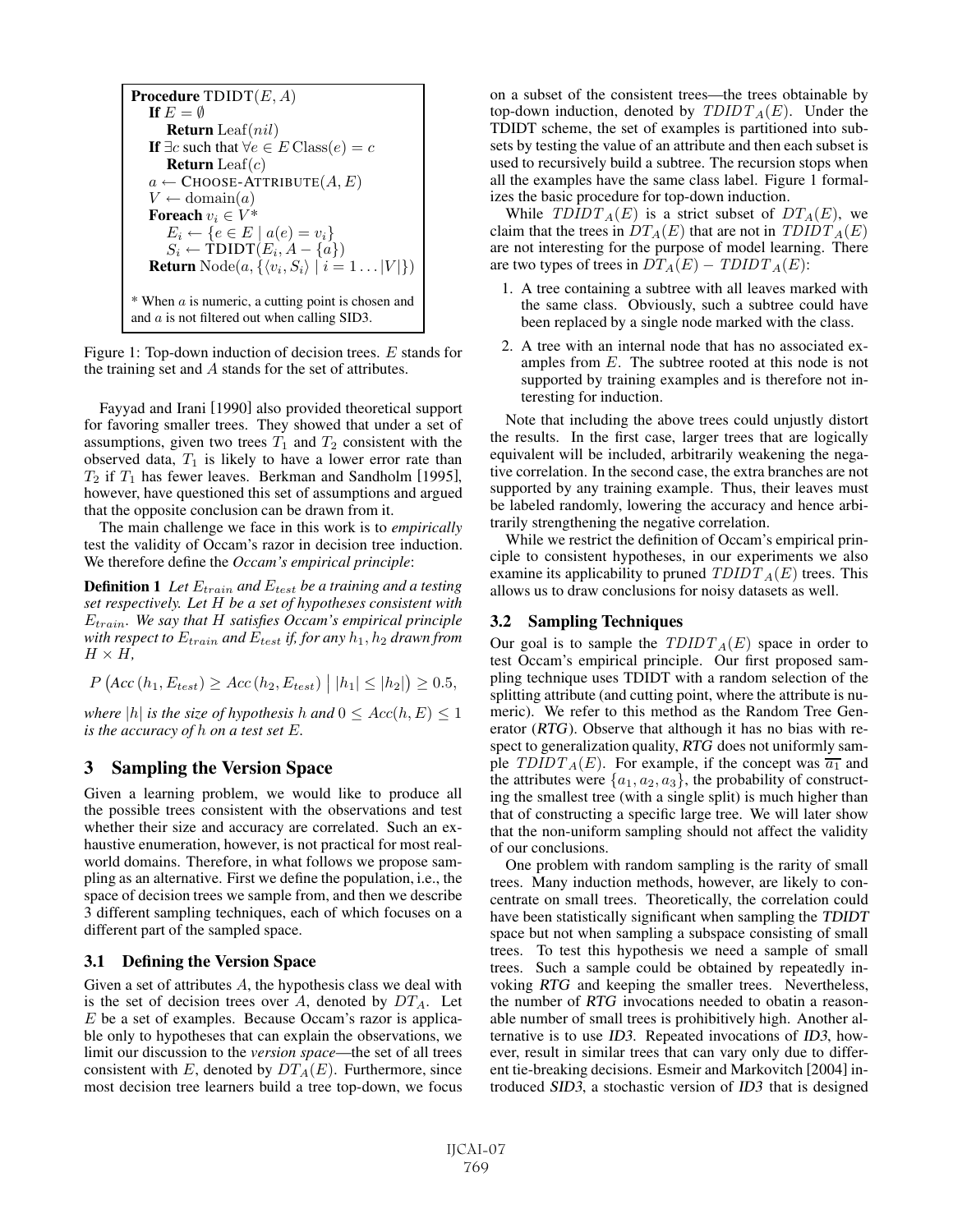```
Procedure TDIDT(E, A)
  If E = ∅
    Return Leaf(nil)
  If ∃c such that ∀e ∈ E Class(e) = c
    Return Leaf(c)
  a ← CHOOSE-ATTRIBUTE(A, E)
  V ← domain(a)
  Foreach v_i ∈ V*
    E_i ← {e ∈ E | a(e) = v_i}
    S_i ← TDIDT(E_i, A − {a})
  Return Node(a, {⟨v_i, S_i⟩ | i = 1 . . . |V|})

* When a is numeric, a cutting point is chosen and
and a is not filtered out when calling SID3.
```

Figure 1: Top-down induction of decision trees. $E$ stands for the training set and $A$ stands for the set of attributes.

Fayyad and Irani [1990] also provided theoretical support for favoring smaller trees. They showed that under a set of assumptions, given two trees $T_1$ and $T_2$ consistent with the observed data, $T_1$ is likely to have a lower error rate than $T_2$ if $T_1$ has fewer leaves. Berkman and Sandholm [1995], however, have questioned this set of assumptions and argued that the opposite conclusion can be drawn from it.

The main challenge we face in this work is to *empirically* test the validity of Occam's razor in decision tree induction. We therefore define the *Occam's empirical principle*:

**Definition 1** *Let $E_{train}$ and $E_{test}$ be a training and a testing set respectively. Let $H$ be a set of hypotheses consistent with $E_{train}$. We say that $H$ satisfies Occam's empirical principle with respect to $E_{train}$ and $E_{test}$ if, for any $h_1, h_2$ drawn from $H \times H$,*

$$P\left(Acc\left(h_1, E_{test}\right) \geq Acc\left(h_2, E_{test}\right) \,\big|\, |h_1| \leq |h_2|\right) \geq 0.5,$$

*where $|h|$ is the size of hypothesis $h$ and $0 \leq Acc(h, E) \leq 1$ is the accuracy of $h$ on a test set $E$.*

## 3 Sampling the Version Space

Given a learning problem, we would like to produce all the possible trees consistent with the observations and test whether their size and accuracy are correlated. Such an exhaustive enumeration, however, is not practical for most real-world domains. Therefore, in what follows we propose sampling as an alternative. First we define the population, i.e., the space of decision trees we sample from, and then we describe 3 different sampling techniques, each of which focuses on a different part of the sampled space.

### 3.1 Defining the Version Space

Given a set of attributes $A$, the hypothesis class we deal with is the set of decision trees over $A$, denoted by $DT_A$. Let $E$ be a set of examples. Because Occam's razor is applicable only to hypotheses that can explain the observations, we limit our discussion to the *version space*—the set of all trees consistent with $E$, denoted by $DT_A(E)$. Furthermore, since most decision tree learners build a tree top-down, we focus on a subset of the consistent trees—the trees obtainable by top-down induction, denoted by $TDIDT_A(E)$. Under the TDIDT scheme, the set of examples is partitioned into subsets by testing the value of an attribute and then each subset is used to recursively build a subtree. The recursion stops when all the examples have the same class label. Figure 1 formalizes the basic procedure for top-down induction.

While $TDIDT_A(E)$ is a strict subset of $DT_A(E)$, we claim that the trees in $DT_A(E)$ that are not in $TDIDT_A(E)$ are not interesting for the purpose of model learning. There are two types of trees in $DT_A(E) - TDIDT_A(E)$:

1. A tree containing a subtree with all leaves marked with the same class. Obviously, such a subtree could have been replaced by a single node marked with the class.
2. A tree with an internal node that has no associated examples from $E$. The subtree rooted at this node is not supported by training examples and is therefore not interesting for induction.

Note that including the above trees could unjustly distort the results. In the first case, larger trees that are logically equivalent will be included, arbitrarily weakening the negative correlation. In the second case, the extra branches are not supported by any training example. Thus, their leaves must be labeled randomly, lowering the accuracy and hence arbitrarily strengthening the negative correlation.

While we restrict the definition of Occam's empirical principle to consistent hypotheses, in our experiments we also examine its applicability to pruned $TDIDT_A(E)$ trees. This allows us to draw conclusions for noisy datasets as well.

### 3.2 Sampling Techniques

Our goal is to sample the $TDIDT_A(E)$ space in order to test Occam's empirical principle. Our first proposed sampling technique uses TDIDT with a random selection of the splitting attribute (and cutting point, where the attribute is numeric). We refer to this method as the Random Tree Generator (*RTG*). Observe that although it has no bias with respect to generalization quality, *RTG* does not uniformly sample $TDIDT_A(E)$. For example, if the concept was $\overline{a_1}$ and the attributes were $\{a_1, a_2, a_3\}$, the probability of constructing the smallest tree (with a single split) is much higher than that of constructing a specific large tree. We will later show that the non-uniform sampling should not affect the validity of our conclusions.

One problem with random sampling is the rarity of small trees. Many induction methods, however, are likely to concentrate on small trees. Theoretically, the correlation could have been statistically significant when sampling the *TDIDT* space but not when sampling a subspace consisting of small trees. To test this hypothesis we need a sample of small trees. Such a sample could be obtained by repeatedly invoking *RTG* and keeping the smaller trees. Nevertheless, the number of *RTG* invocations needed to obatin a reasonable number of small trees is prohibitively high. Another alternative is to use *ID3*. Repeated invocations of *ID3*, however, result in similar trees that can vary only due to different tie-breaking decisions. Esmeir and Markovitch [2004] introduced *SID3*, a stochastic version of *ID3* that is designed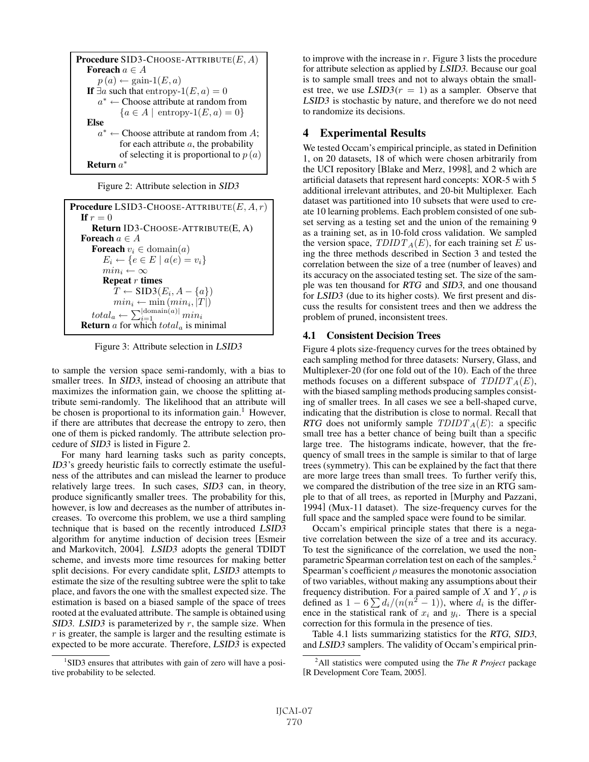```
Procedure SID3-CHOOSE-ATTRIBUTE(E, A)
  Foreach a ∈ A
    p(a) ← gain-1(E, a)
  If ∃a such that entropy-1(E, a) = 0
    a* ← Choose attribute at random from
         {a ∈ A | entropy-1(E, a) = 0}
  Else
    a* ← Choose attribute at random from A;
         for each attribute a, the probability
         of selecting it is proportional to p(a)
  Return a*
```

Figure 2: Attribute selection in *SID3*

```
Procedure LSID3-CHOOSE-ATTRIBUTE(E, A, r)
  If r = 0
    Return ID3-CHOOSE-ATTRIBUTE(E, A)
  Foreach a ∈ A
    Foreach v_i ∈ domain(a)
      E_i ← {e ∈ E | a(e) = v_i}
      min_i ← ∞
      Repeat r times
        T ← SID3(E_i, A − {a})
        min_i ← min(min_i, |T|)
    total_a ← Σ_{i=1}^{|domain(a)|} min_i
  Return a for which total_a is minimal
```

Figure 3: Attribute selection in *LSID3*

to sample the version space semi-randomly, with a bias to smaller trees. In *SID3*, instead of choosing an attribute that maximizes the information gain, we choose the splitting attribute semi-randomly. The likelihood that an attribute will be chosen is proportional to its information gain.[1] However, if there are attributes that decrease the entropy to zero, then one of them is picked randomly. The attribute selection procedure of *SID3* is listed in Figure 2.

For many hard learning tasks such as parity concepts, *ID3*'s greedy heuristic fails to correctly estimate the usefulness of the attributes and can mislead the learner to produce relatively large trees. In such cases, *SID3* can, in theory, produce significantly smaller trees. The probability for this, however, is low and decreases as the number of attributes increases. To overcome this problem, we use a third sampling technique that is based on the recently introduced *LSID3* algorithm for anytime induction of decision trees [Esmeir and Markovitch, 2004]. *LSID3* adopts the general TDIDT scheme, and invests more time resources for making better split decisions. For every candidate split, *LSID3* attempts to estimate the size of the resulting subtree were the split to take place, and favors the one with the smallest expected size. The estimation is based on a biased sample of the space of trees rooted at the evaluated attribute. The sample is obtained using *SID3*. *LSID3* is parameterized by $r$, the sample size. When $r$ is greater, the sample is larger and the resulting estimate is expected to be more accurate. Therefore, *LSID3* is expected to improve with the increase in $r$. Figure 3 lists the procedure for attribute selection as applied by *LSID3*. Because our goal is to sample small trees and not to always obtain the smallest tree, we use *LSID3*($r = 1$) as a sampler. Observe that *LSID3* is stochastic by nature, and therefore we do not need to randomize its decisions.

[1] SID3 ensures that attributes with gain of zero will have a positive probability to be selected.

## 4 Experimental Results

We tested Occam's empirical principle, as stated in Definition 1, on 20 datasets, 18 of which were chosen arbitrarily from the UCI repository [Blake and Merz, 1998], and 2 which are artificial datasets that represent hard concepts: XOR-5 with 5 additional irrelevant attributes, and 20-bit Multiplexer. Each dataset was partitioned into 10 subsets that were used to create 10 learning problems. Each problem consisted of one subset serving as a testing set and the union of the remaining 9 as a training set, as in 10-fold cross validation. We sampled the version space, $TDIDT_A(E)$, for each training set $E$ using the three methods described in Section 3 and tested the correlation between the size of a tree (number of leaves) and its accuracy on the associated testing set. The size of the sample was ten thousand for *RTG* and *SID3*, and one thousand for *LSID3* (due to its higher costs). We first present and discuss the results for consistent trees and then we address the problem of pruned, inconsistent trees.

### 4.1 Consistent Decision Trees

Figure 4 plots size-frequency curves for the trees obtained by each sampling method for three datasets: Nursery, Glass, and Multiplexer-20 (for one fold out of the 10). Each of the three methods focuses on a different subspace of $TDIDT_A(E)$, with the biased sampling methods producing samples consisting of smaller trees. In all cases we see a bell-shaped curve, indicating that the distribution is close to normal. Recall that *RTG* does not uniformly sample $TDIDT_A(E)$: a specific small tree has a better chance of being built than a specific large tree. The histograms indicate, however, that the frequency of small trees in the sample is similar to that of large trees (symmetry). This can be explained by the fact that there are more large trees than small trees. To further verify this, we compared the distribution of the tree size in an RTG sample to that of all trees, as reported in [Murphy and Pazzani, 1994] (Mux-11 dataset). The size-frequency curves for the full space and the sampled space were found to be similar.

Occam's empirical principle states that there is a negative correlation between the size of a tree and its accuracy. To test the significance of the correlation, we used the non-parametric Spearman correlation test on each of the samples.[2] Spearman's coefficient $\rho$ measures the monotonic association of two variables, without making any assumptions about their frequency distribution. For a paired sample of $X$ and $Y$, $\rho$ is defined as $1 - 6\sum d_i/(n(n^2 - 1))$, where $d_i$ is the difference in the statistical rank of $x_i$ and $y_i$. There is a special correction for this formula in the presence of ties.

Table 4.1 lists summarizing statistics for the *RTG*, *SID3*, and *LSID3* samplers. The validity of Occam's empirical prin-

[2] All statistics were computed using the *The R Project* package [R Development Core Team, 2005].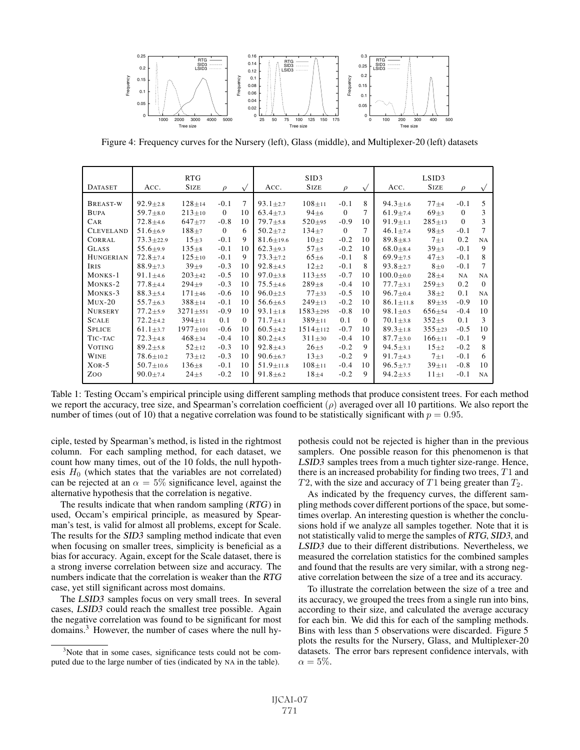Figure 4: Frequency curves for the Nursery (left), Glass (middle), and Multiplexer-20 (left) datasets

| | RTG | | | | SID3 | | | | LSID3 | | | |
|---|---|---|---|---|---|---|---|---|---|---|---|---|
| DATASET | ACC. | SIZE | $\rho$ | $\surd$ | ACC. | SIZE | $\rho$ | $\surd$ | ACC. | SIZE | $\rho$ | $\surd$ |
| BREAST-W | $92.9 \pm 2.8$ | $128 \pm 14$ | -0.1 | 7 | $93.1 \pm 2.7$ | $108 \pm 11$ | -0.1 | 8 | $94.3 \pm 1.6$ | $77 \pm 4$ | -0.1 | 5 |
| BUPA | $59.7 \pm 8.0$ | $213 \pm 10$ | 0 | 10 | $63.4 \pm 7.3$ | $94 \pm 6$ | 0 | 7 | $61.9 \pm 7.4$ | $69 \pm 3$ | 0 | 3 |
| CAR | $72.8 \pm 4.6$ | $647 \pm 77$ | -0.8 | 10 | $79.7 \pm 5.8$ | $520 \pm 95$ | -0.9 | 10 | $91.9 \pm 1.1$ | $285 \pm 13$ | 0 | 3 |
| CLEVELAND | $51.6 \pm 6.9$ | $188 \pm 7$ | 0 | 6 | $50.2 \pm 7.2$ | $134 \pm 7$ | 0 | 7 | $46.1 \pm 7.4$ | $98 \pm 5$ | -0.1 | 7 |
| CORRAL | $73.3 \pm 22.9$ | $15 \pm 3$ | -0.1 | 9 | $81.6 \pm 19.6$ | $10 \pm 2$ | -0.2 | 10 | $89.8 \pm 8.3$ | $7 \pm 1$ | 0.2 | NA |
| GLASS | $55.6 \pm 9.9$ | $135 \pm 8$ | -0.1 | 10 | $62.3 \pm 9.3$ | $57 \pm 5$ | -0.2 | 10 | $68.0 \pm 8.4$ | $39 \pm 3$ | -0.1 | 9 |
| HUNGERIAN | $72.8 \pm 7.4$ | $125 \pm 10$ | -0.1 | 9 | $73.3 \pm 7.2$ | $65 \pm 6$ | -0.1 | 8 | $69.9 \pm 7.5$ | $47 \pm 3$ | -0.1 | 8 |
| IRIS | $88.9 \pm 7.3$ | $39 \pm 9$ | -0.3 | 10 | $92.8 \pm 4.5$ | $12 \pm 2$ | -0.1 | 8 | $93.8 \pm 2.7$ | $8 \pm 0$ | -0.1 | 7 |
| MONKS-1 | $91.1 \pm 4.6$ | $203 \pm 42$ | -0.5 | 10 | $97.0 \pm 3.8$ | $113 \pm 55$ | -0.7 | 10 | $100.0 \pm 0.0$ | $28 \pm 4$ | NA | NA |
| MONKS-2 | $77.8 \pm 4.4$ | $294 \pm 9$ | -0.3 | 10 | $75.5 \pm 4.6$ | $289 \pm 8$ | -0.4 | 10 | $77.7 \pm 3.1$ | $259 \pm 3$ | 0.2 | 0 |
| MONKS-3 | $88.3 \pm 5.4$ | $171 \pm 46$ | -0.6 | 10 | $96.0 \pm 2.5$ | $77 \pm 33$ | -0.5 | 10 | $96.7 \pm 0.4$ | $38 \pm 2$ | 0.1 | NA |
| MUX-20 | $55.7 \pm 6.3$ | $388 \pm 14$ | -0.1 | 10 | $56.6 \pm 6.5$ | $249 \pm 13$ | -0.2 | 10 | $86.1 \pm 11.8$ | $89 \pm 35$ | -0.9 | 10 |
| NURSERY | $77.2 \pm 5.9$ | $3271 \pm 551$ | -0.9 | 10 | $93.1 \pm 1.8$ | $1583 \pm 295$ | -0.8 | 10 | $98.1 \pm 0.5$ | $656 \pm 54$ | -0.4 | 10 |
| SCALE | $72.2 \pm 4.2$ | $394 \pm 11$ | 0.1 | 0 | $71.7 \pm 4.1$ | $389 \pm 11$ | 0.1 | 0 | $70.1 \pm 3.8$ | $352 \pm 5$ | 0.1 | 3 |
| SPLICE | $61.1 \pm 3.7$ | $1977 \pm 101$ | -0.6 | 10 | $60.5 \pm 4.2$ | $1514 \pm 112$ | -0.7 | 10 | $89.3 \pm 1.8$ | $355 \pm 23$ | -0.5 | 10 |
| TIC-TAC | $72.3 \pm 4.8$ | $468 \pm 34$ | -0.4 | 10 | $80.2 \pm 4.5$ | $311 \pm 30$ | -0.4 | 10 | $87.7 \pm 3.0$ | $166 \pm 11$ | -0.1 | 9 |
| VOTING | $89.2 \pm 5.8$ | $52 \pm 12$ | -0.3 | 10 | $92.8 \pm 4.3$ | $26 \pm 5$ | -0.2 | 9 | $94.5 \pm 3.1$ | $15 \pm 2$ | -0.2 | 8 |
| WINE | $78.6 \pm 10.2$ | $73 \pm 12$ | -0.3 | 10 | $90.6 \pm 6.7$ | $13 \pm 3$ | -0.2 | 9 | $91.7 \pm 4.3$ | $7 \pm 1$ | -0.1 | 6 |
| XOR-5 | $50.7 \pm 10.6$ | $136 \pm 8$ | -0.1 | 10 | $51.9 \pm 11.8$ | $108 \pm 11$ | -0.4 | 10 | $96.5 \pm 7.7$ | $39 \pm 11$ | -0.8 | 10 |
| ZOO | $90.0 \pm 7.4$ | $24 \pm 5$ | -0.2 | 10 | $91.8 \pm 6.2$ | $18 \pm 4$ | -0.2 | 9 | $94.2 \pm 3.5$ | $11 \pm 1$ | -0.1 | NA |

Table 1: Testing Occam's empirical principle using different sampling methods that produce consistent trees. For each method we report the accuracy, tree size, and Spearman's correlation coefficient ($\rho$) averaged over all 10 partitions. We also report the number of times (out of 10) that a negative correlation was found to be statistically significant with $p = 0.95$.

ciple, tested by Spearman's method, is listed in the rightmost column. For each sampling method, for each dataset, we count how many times, out of the 10 folds, the null hypothesis $H_0$ (which states that the variables are not correlated) can be rejected at an $\alpha = 5\%$ significance level, against the alternative hypothesis that the correlation is negative.

The results indicate that when random sampling (*RTG*) in used, Occam's empirical principle, as measured by Spearman's test, is valid for almost all problems, except for Scale. The results for the *SID3* sampling method indicate that even when focusing on smaller trees, simplicity is beneficial as a bias for accuracy. Again, except for the Scale dataset, there is a strong inverse correlation between size and accuracy. The numbers indicate that the correlation is weaker than the *RTG* case, yet still significant across most domains.

The *LSID3* samples focus on very small trees. In several cases, *LSID3* could reach the smallest tree possible. Again the negative correlation was found to be significant for most domains.[3] However, the number of cases where the null hypothesis could not be rejected is higher than in the previous samplers. One possible reason for this phenomenon is that *LSID3* samples trees from a much tighter size-range. Hence, there is an increased probability for finding two trees, $T1$ and $T2$, with the size and accuracy of $T1$ being greater than $T_2$.

As indicated by the frequency curves, the different sampling methods cover different portions of the space, but sometimes overlap. An interesting question is whether the conclusions hold if we analyze all samples together. Note that it is not statistically valid to merge the samples of *RTG*, *SID3*, and *LSID3* due to their different distributions. Nevertheless, we measured the correlation statistics for the combined samples and found that the results are very similar, with a strong negative correlation between the size of a tree and its accuracy.

To illustrate the correlation between the size of a tree and its accuracy, we grouped the trees from a single run into bins, according to their size, and calculated the average accuracy for each bin. We did this for each of the sampling methods. Bins with less than 5 observations were discarded. Figure 5 plots the results for the Nursery, Glass, and Multiplexer-20 datasets. The error bars represent confidence intervals, with $\alpha = 5\%$.

[3] Note that in some cases, significance tests could not be computed due to the large number of ties (indicated by NA in the table).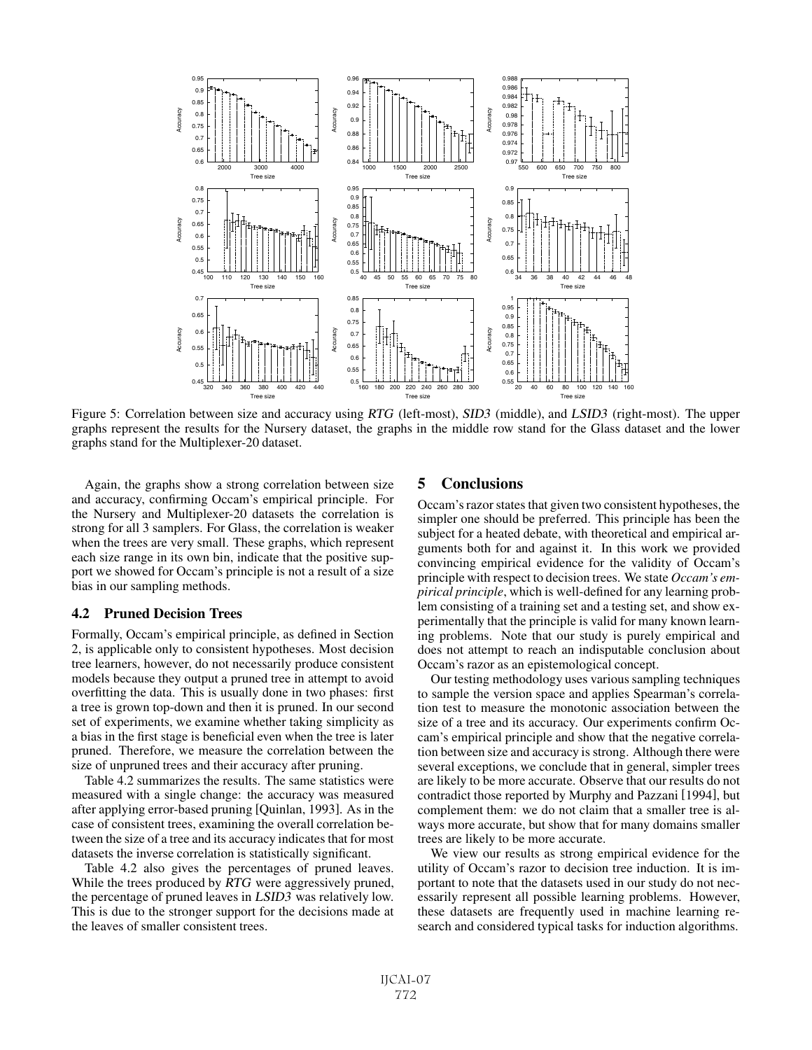Figure 5: Correlation between size and accuracy using *RTG* (left-most), *SID3* (middle), and *LSID3* (right-most). The upper graphs represent the results for the Nursery dataset, the graphs in the middle row stand for the Glass dataset and the lower graphs stand for the Multiplexer-20 dataset.

Again, the graphs show a strong correlation between size and accuracy, confirming Occam's empirical principle. For the Nursery and Multiplexer-20 datasets the correlation is strong for all 3 samplers. For Glass, the correlation is weaker when the trees are very small. These graphs, which represent each size range in its own bin, indicate that the positive support we showed for Occam's principle is not a result of a size bias in our sampling methods.

### 4.2 Pruned Decision Trees

Formally, Occam's empirical principle, as defined in Section 2, is applicable only to consistent hypotheses. Most decision tree learners, however, do not necessarily produce consistent models because they output a pruned tree in attempt to avoid overfitting the data. This is usually done in two phases: first a tree is grown top-down and then it is pruned. In our second set of experiments, we examine whether taking simplicity as a bias in the first stage is beneficial even when the tree is later pruned. Therefore, we measure the correlation between the size of unpruned trees and their accuracy after pruning.

Table 4.2 summarizes the results. The same statistics were measured with a single change: the accuracy was measured after applying error-based pruning [Quinlan, 1993]. As in the case of consistent trees, examining the overall correlation between the size of a tree and its accuracy indicates that for most datasets the inverse correlation is statistically significant.

Table 4.2 also gives the percentages of pruned leaves. While the trees produced by *RTG* were aggressively pruned, the percentage of pruned leaves in *LSID3* was relatively low. This is due to the stronger support for the decisions made at the leaves of smaller consistent trees.

## 5 Conclusions

Occam's razor states that given two consistent hypotheses, the simpler one should be preferred. This principle has been the subject for a heated debate, with theoretical and empirical arguments both for and against it. In this work we provided convincing empirical evidence for the validity of Occam's principle with respect to decision trees. We state *Occam's empirical principle*, which is well-defined for any learning problem consisting of a training set and a testing set, and show experimentally that the principle is valid for many known learning problems. Note that our study is purely empirical and does not attempt to reach an indisputable conclusion about Occam's razor as an epistemological concept.

Our testing methodology uses various sampling techniques to sample the version space and applies Spearman's correlation test to measure the monotonic association between the size of a tree and its accuracy. Our experiments confirm Occam's empirical principle and show that the negative correlation between size and accuracy is strong. Although there were several exceptions, we conclude that in general, simpler trees are likely to be more accurate. Observe that our results do not contradict those reported by Murphy and Pazzani [1994], but complement them: we do not claim that a smaller tree is always more accurate, but show that for many domains smaller trees are likely to be more accurate.

We view our results as strong empirical evidence for the utility of Occam's razor to decision tree induction. It is important to note that the datasets used in our study do not necessarily represent all possible learning problems. However, these datasets are frequently used in machine learning research and considered typical tasks for induction algorithms.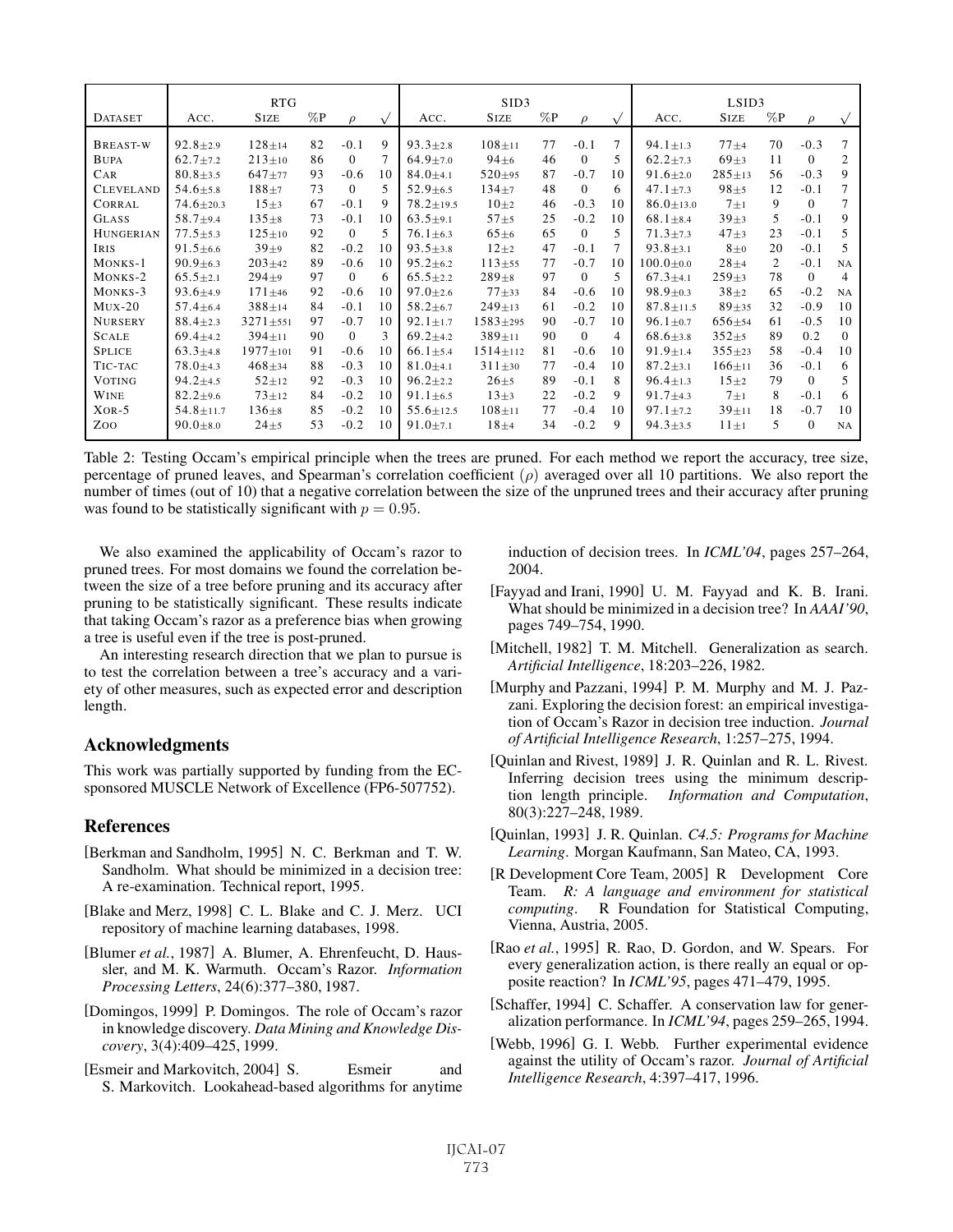| Dataset | RTG | | | | | SID3 | | | | | LSID3 | | | | |
|---|---|---|---|---|---|---|---|---|---|---|---|---|---|---|---|
| | Acc. | Size | %P | $\rho$ | $\surd$ | Acc. | Size | %P | $\rho$ | $\surd$ | Acc. | Size | %P | $\rho$ | $\surd$ |
| Breast-w | $92.8\pm2.9$ | $128\pm14$ | 82 | -0.1 | 9 | $93.3\pm2.8$ | $108\pm11$ | 77 | -0.1 | 7 | $94.1\pm1.3$ | $77\pm4$ | 70 | -0.3 | 7 |
| Bupa | $62.7\pm7.2$ | $213\pm10$ | 86 | 0 | 7 | $64.9\pm7.0$ | $94\pm6$ | 46 | 0 | 5 | $62.2\pm7.3$ | $69\pm3$ | 11 | 0 | 2 |
| Car | $80.8\pm3.5$ | $647\pm77$ | 93 | -0.6 | 10 | $84.0\pm4.1$ | $520\pm95$ | 87 | -0.7 | 10 | $91.6\pm2.0$ | $285\pm13$ | 56 | -0.3 | 9 |
| Cleveland | $54.6\pm5.8$ | $188\pm7$ | 73 | 0 | 5 | $52.9\pm6.5$ | $134\pm7$ | 48 | 0 | 6 | $47.1\pm7.3$ | $98\pm5$ | 12 | -0.1 | 7 |
| Corral | $74.6\pm20.3$ | $15\pm3$ | 67 | -0.1 | 9 | $78.2\pm19.5$ | $10\pm2$ | 46 | -0.3 | 10 | $86.0\pm13.0$ | $7\pm1$ | 9 | 0 | 7 |
| Glass | $58.7\pm9.4$ | $135\pm8$ | 73 | -0.1 | 10 | $63.5\pm9.1$ | $57\pm5$ | 25 | -0.2 | 10 | $68.1\pm8.4$ | $39\pm3$ | 5 | -0.1 | 9 |
| Hungerian | $77.5\pm5.3$ | $125\pm10$ | 92 | 0 | 5 | $76.1\pm6.3$ | $65\pm6$ | 65 | 0 | 5 | $71.3\pm7.3$ | $47\pm3$ | 23 | -0.1 | 5 |
| Iris | $91.5\pm6.6$ | $39\pm9$ | 82 | -0.2 | 10 | $93.5\pm3.8$ | $12\pm2$ | 47 | -0.1 | 7 | $93.8\pm3.1$ | $8\pm0$ | 20 | -0.1 | 5 |
| Monks-1 | $90.9\pm6.3$ | $203\pm42$ | 89 | -0.6 | 10 | $95.2\pm6.2$ | $113\pm55$ | 77 | -0.7 | 10 | $100.0\pm0.0$ | $28\pm4$ | 2 | -0.1 | NA |
| Monks-2 | $65.5\pm2.1$ | $294\pm9$ | 97 | 0 | 6 | $65.5\pm2.2$ | $289\pm8$ | 97 | 0 | 5 | $67.3\pm4.1$ | $259\pm3$ | 78 | 0 | 4 |
| Monks-3 | $93.6\pm4.9$ | $171\pm46$ | 92 | -0.6 | 10 | $97.0\pm2.6$ | $77\pm33$ | 84 | -0.6 | 10 | $98.9\pm0.3$ | $38\pm2$ | 65 | -0.2 | NA |
| Mux-20 | $57.4\pm6.4$ | $388\pm14$ | 84 | -0.1 | 10 | $58.2\pm6.7$ | $249\pm13$ | 61 | -0.2 | 10 | $87.8\pm11.5$ | $89\pm35$ | 32 | -0.9 | 10 |
| Nursery | $88.4\pm2.3$ | $3271\pm551$ | 97 | -0.7 | 10 | $92.1\pm1.7$ | $1583\pm295$ | 90 | -0.7 | 10 | $96.1\pm0.7$ | $656\pm54$ | 61 | -0.5 | 10 |
| Scale | $69.4\pm4.2$ | $394\pm11$ | 90 | 0 | 3 | $69.2\pm4.2$ | $389\pm11$ | 90 | 0 | 4 | $68.6\pm3.8$ | $352\pm5$ | 89 | 0.2 | 0 |
| Splice | $63.3\pm4.8$ | $1977\pm101$ | 91 | -0.6 | 10 | $66.1\pm5.4$ | $1514\pm112$ | 81 | -0.6 | 10 | $91.9\pm1.4$ | $355\pm23$ | 58 | -0.4 | 10 |
| Tic-tac | $78.0\pm4.3$ | $468\pm34$ | 88 | -0.3 | 10 | $81.0\pm4.1$ | $311\pm30$ | 77 | -0.4 | 10 | $87.2\pm3.1$ | $166\pm11$ | 36 | -0.1 | 6 |
| Voting | $94.2\pm4.5$ | $52\pm12$ | 92 | -0.3 | 10 | $96.2\pm2.2$ | $26\pm5$ | 89 | -0.1 | 8 | $96.4\pm1.3$ | $15\pm2$ | 79 | 0 | 5 |
| Wine | $82.2\pm9.6$ | $73\pm12$ | 84 | -0.2 | 10 | $91.1\pm6.5$ | $13\pm3$ | 22 | -0.2 | 9 | $91.7\pm4.3$ | $7\pm1$ | 8 | -0.1 | 6 |
| Xor-5 | $54.8\pm11.7$ | $136\pm8$ | 85 | -0.2 | 10 | $55.6\pm12.5$ | $108\pm11$ | 77 | -0.4 | 10 | $97.1\pm7.2$ | $39\pm11$ | 18 | -0.7 | 10 |
| Zoo | $90.0\pm8.0$ | $24\pm5$ | 53 | -0.2 | 10 | $91.0\pm7.1$ | $18\pm4$ | 34 | -0.2 | 9 | $94.3\pm3.5$ | $11\pm1$ | 5 | 0 | NA |

Table 2: Testing Occam's empirical principle when the trees are pruned. For each method we report the accuracy, tree size, percentage of pruned leaves, and Spearman's correlation coefficient ($\rho$) averaged over all 10 partitions. We also report the number of times (out of 10) that a negative correlation between the size of the unpruned trees and their accuracy after pruning was found to be statistically significant with $p = 0.95$.

We also examined the applicability of Occam's razor to pruned trees. For most domains we found the correlation between the size of a tree before pruning and its accuracy after pruning to be statistically significant. These results indicate that taking Occam's razor as a preference bias when growing a tree is useful even if the tree is post-pruned.

An interesting research direction that we plan to pursue is to test the correlation between a tree's accuracy and a variety of other measures, such as expected error and description length.

## Acknowledgments

This work was partially supported by funding from the EC-sponsored MUSCLE Network of Excellence (FP6-507752).

## References

[Berkman and Sandholm, 1995] N. C. Berkman and T. W. Sandholm. What should be minimized in a decision tree: A re-examination. Technical report, 1995.

[Blake and Merz, 1998] C. L. Blake and C. J. Merz. UCI repository of machine learning databases, 1998.

[Blumer *et al.*, 1987] A. Blumer, A. Ehrenfeucht, D. Haussler, and M. K. Warmuth. Occam's Razor. *Information Processing Letters*, 24(6):377–380, 1987.

[Domingos, 1999] P. Domingos. The role of Occam's razor in knowledge discovery. *Data Mining and Knowledge Discovery*, 3(4):409–425, 1999.

[Esmeir and Markovitch, 2004] S. Esmeir and S. Markovitch. Lookahead-based algorithms for anytime induction of decision trees. In *ICML'04*, pages 257–264, 2004.

[Fayyad and Irani, 1990] U. M. Fayyad and K. B. Irani. What should be minimized in a decision tree? In *AAAI'90*, pages 749–754, 1990.

[Mitchell, 1982] T. M. Mitchell. Generalization as search. *Artificial Intelligence*, 18:203–226, 1982.

[Murphy and Pazzani, 1994] P. M. Murphy and M. J. Pazzani. Exploring the decision forest: an empirical investigation of Occam's Razor in decision tree induction. *Journal of Artificial Intelligence Research*, 1:257–275, 1994.

[Quinlan and Rivest, 1989] J. R. Quinlan and R. L. Rivest. Inferring decision trees using the minimum description length principle. *Information and Computation*, 80(3):227–248, 1989.

[Quinlan, 1993] J. R. Quinlan. *C4.5: Programs for Machine Learning*. Morgan Kaufmann, San Mateo, CA, 1993.

[R Development Core Team, 2005] R Development Core Team. *R: A language and environment for statistical computing*. R Foundation for Statistical Computing, Vienna, Austria, 2005.

[Rao *et al.*, 1995] R. Rao, D. Gordon, and W. Spears. For every generalization action, is there really an equal or opposite reaction? In *ICML'95*, pages 471–479, 1995.

[Schaffer, 1994] C. Schaffer. A conservation law for generalization performance. In *ICML'94*, pages 259–265, 1994.

[Webb, 1996] G. I. Webb. Further experimental evidence against the utility of Occam's razor. *Journal of Artificial Intelligence Research*, 4:397–417, 1996.